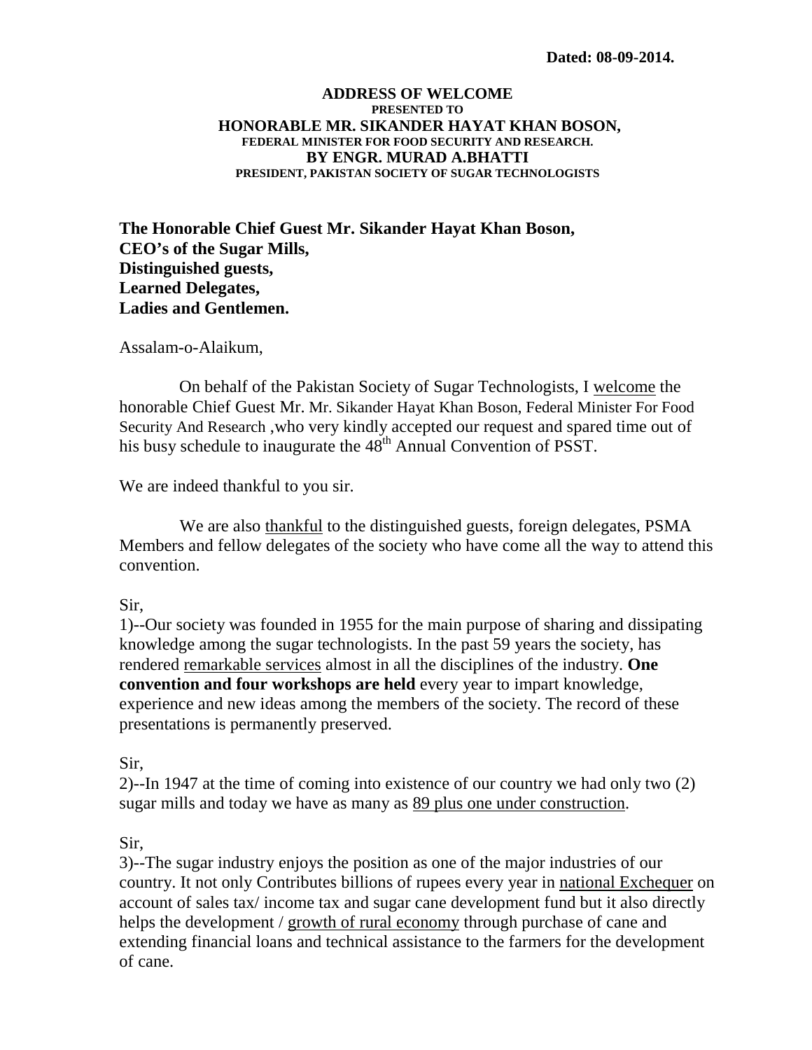**Dated: 08-09-2014.**

**ADDRESS OF WELCOME**
**PRESENTED TO**
**HONORABLE MR. SIKANDER HAYAT KHAN BOSON,**
**FEDERAL MINISTER FOR FOOD SECURITY AND RESEARCH.**
**BY ENGR. MURAD A.BHATTI**
**PRESIDENT, PAKISTAN SOCIETY OF SUGAR TECHNOLOGISTS**

**The Honorable Chief Guest Mr. Sikander Hayat Khan Boson,**
**CEO's of the Sugar Mills,**
**Distinguished guests,**
**Learned Delegates,**
**Ladies and Gentlemen.**

Assalam-o-Alaikum,

On behalf of the Pakistan Society of Sugar Technologists, I welcome the honorable Chief Guest Mr. Mr. Sikander Hayat Khan Boson, Federal Minister For Food Security And Research ,who very kindly accepted our request and spared time out of his busy schedule to inaugurate the 48th Annual Convention of PSST.

We are indeed thankful to you sir.

We are also thankful to the distinguished guests, foreign delegates, PSMA Members and fellow delegates of the society who have come all the way to attend this convention.

Sir,
1)--Our society was founded in 1955 for the main purpose of sharing and dissipating knowledge among the sugar technologists. In the past 59 years the society, has rendered remarkable services almost in all the disciplines of the industry. **One convention and four workshops are held** every year to impart knowledge, experience and new ideas among the members of the society. The record of these presentations is permanently preserved.

Sir,
2)--In 1947 at the time of coming into existence of our country we had only two (2) sugar mills and today we have as many as 89 plus one under construction.

Sir,
3)--The sugar industry enjoys the position as one of the major industries of our country. It not only Contributes billions of rupees every year in national Exchequer on account of sales tax/ income tax and sugar cane development fund but it also directly helps the development / growth of rural economy through purchase of cane and extending financial loans and technical assistance to the farmers for the development of cane.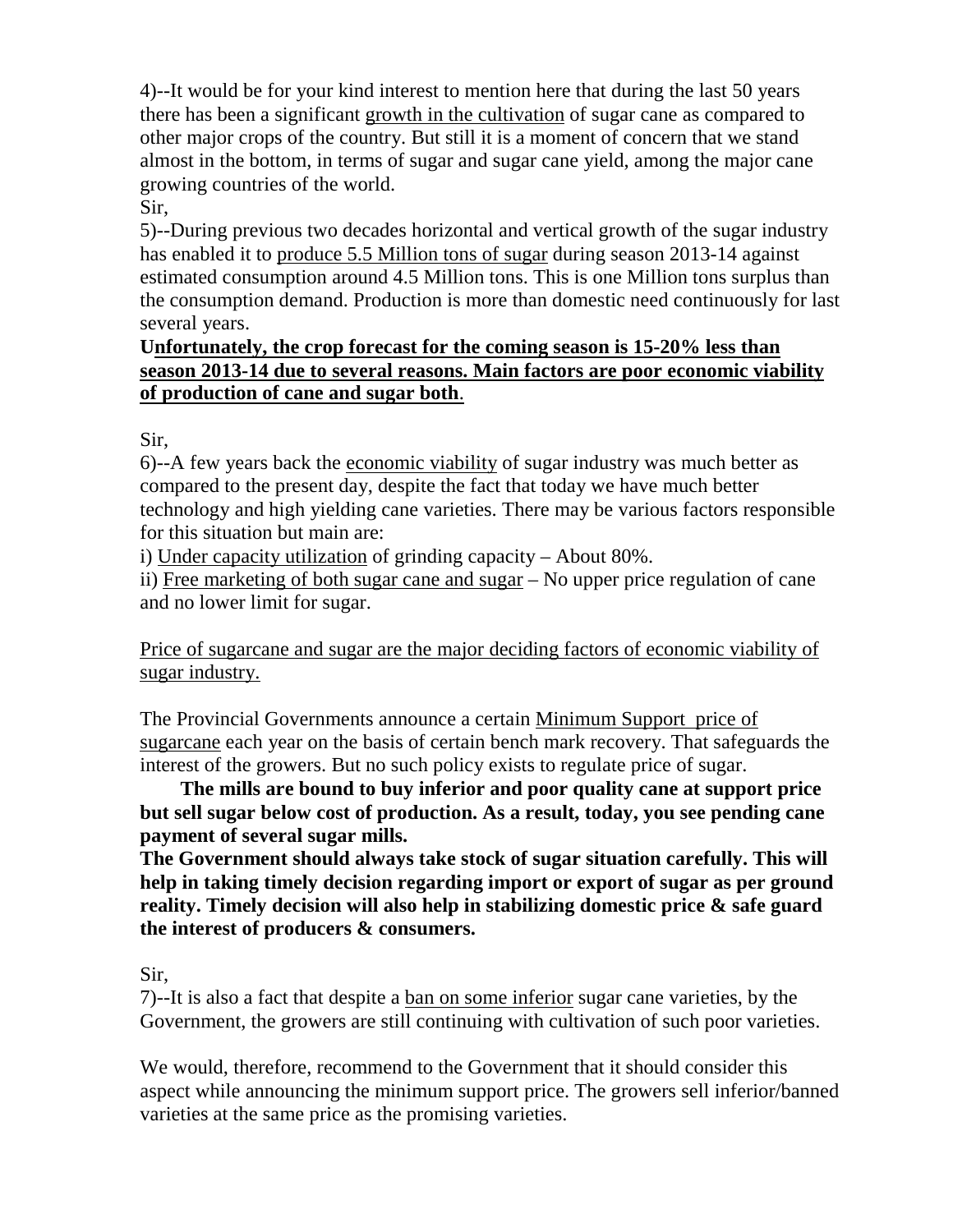4)--It would be for your kind interest to mention here that during the last 50 years there has been a significant <u>growth in the cultivation</u> of sugar cane as compared to other major crops of the country. But still it is a moment of concern that we stand almost in the bottom, in terms of sugar and sugar cane yield, among the major cane growing countries of the world.

Sir,

5)--During previous two decades horizontal and vertical growth of the sugar industry has enabled it to <u>produce 5.5 Million tons of sugar</u> during season 2013-14 against estimated consumption around 4.5 Million tons. This is one Million tons surplus than the consumption demand. Production is more than domestic need continuously for last several years.

**<u>Unfortunately, the crop forecast for the coming season is 15-20% less than season 2013-14 due to several reasons. Main factors are poor economic viability of production of cane and sugar both</u>.**

Sir,

6)--A few years back the <u>economic viability</u> of sugar industry was much better as compared to the present day, despite the fact that today we have much better technology and high yielding cane varieties. There may be various factors responsible for this situation but main are:

i) <u>Under capacity utilization</u> of grinding capacity – About 80%.

ii) <u>Free marketing of both sugar cane and sugar</u> – No upper price regulation of cane and no lower limit for sugar.

<u>Price of sugarcane and sugar are the major deciding factors of economic viability of sugar industry.</u>

The Provincial Governments announce a certain <u>Minimum Support price of sugarcane</u> each year on the basis of certain bench mark recovery. That safeguards the interest of the growers. But no such policy exists to regulate price of sugar.

**The mills are bound to buy inferior and poor quality cane at support price but sell sugar below cost of production. As a result, today, you see pending cane payment of several sugar mills.**

**The Government should always take stock of sugar situation carefully. This will help in taking timely decision regarding import or export of sugar as per ground reality. Timely decision will also help in stabilizing domestic price & safe guard the interest of producers & consumers.**

Sir,

7)--It is also a fact that despite a <u>ban on some inferior</u> sugar cane varieties, by the Government, the growers are still continuing with cultivation of such poor varieties.

We would, therefore, recommend to the Government that it should consider this aspect while announcing the minimum support price. The growers sell inferior/banned varieties at the same price as the promising varieties.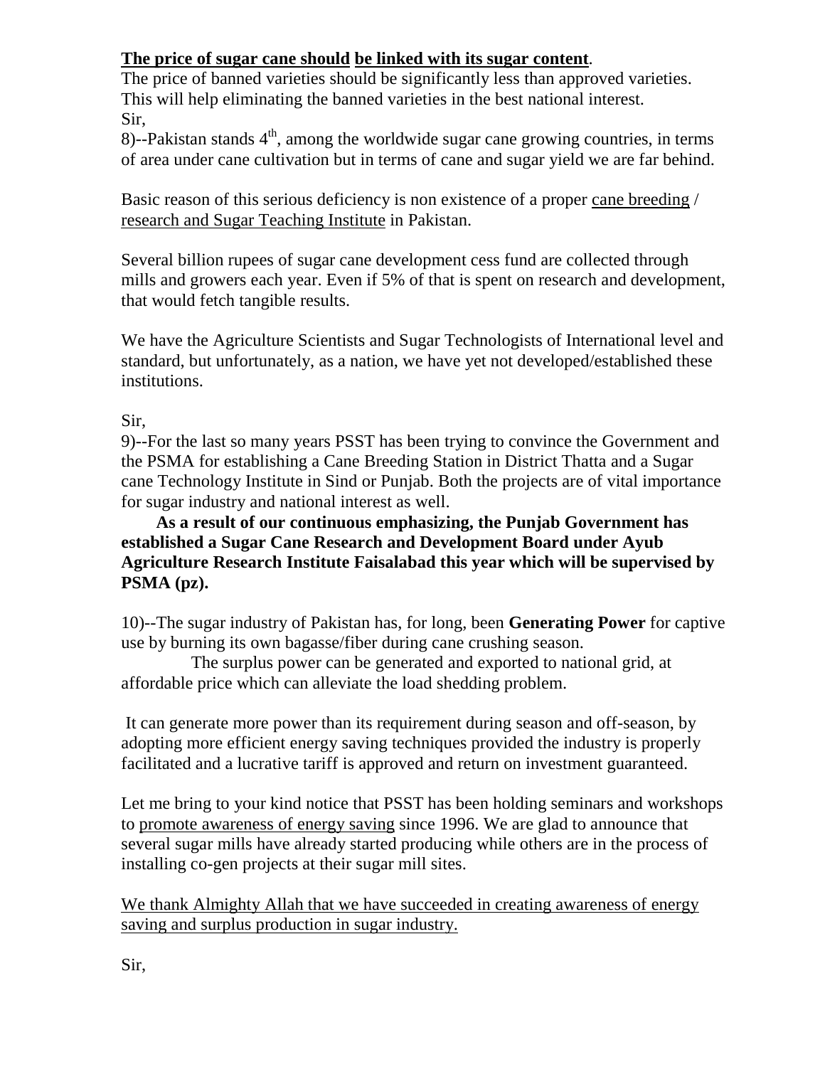**The price of sugar cane should be linked with its sugar content**.
The price of banned varieties should be significantly less than approved varieties. This will help eliminating the banned varieties in the best national interest.
Sir,
8)--Pakistan stands 4th, among the worldwide sugar cane growing countries, in terms of area under cane cultivation but in terms of cane and sugar yield we are far behind.

Basic reason of this serious deficiency is non existence of a proper cane breeding / research and Sugar Teaching Institute in Pakistan.

Several billion rupees of sugar cane development cess fund are collected through mills and growers each year. Even if 5% of that is spent on research and development, that would fetch tangible results.

We have the Agriculture Scientists and Sugar Technologists of International level and standard, but unfortunately, as a nation, we have yet not developed/established these institutions.

Sir,
9)--For the last so many years PSST has been trying to convince the Government and the PSMA for establishing a Cane Breeding Station in District Thatta and a Sugar cane Technology Institute in Sind or Punjab. Both the projects are of vital importance for sugar industry and national interest as well.

**As a result of our continuous emphasizing, the Punjab Government has established a Sugar Cane Research and Development Board under Ayub Agriculture Research Institute Faisalabad this year which will be supervised by PSMA (pz).**

10)--The sugar industry of Pakistan has, for long, been **Generating Power** for captive use by burning its own bagasse/fiber during cane crushing season.

The surplus power can be generated and exported to national grid, at affordable price which can alleviate the load shedding problem.

It can generate more power than its requirement during season and off-season, by adopting more efficient energy saving techniques provided the industry is properly facilitated and a lucrative tariff is approved and return on investment guaranteed.

Let me bring to your kind notice that PSST has been holding seminars and workshops to promote awareness of energy saving since 1996. We are glad to announce that several sugar mills have already started producing while others are in the process of installing co-gen projects at their sugar mill sites.

We thank Almighty Allah that we have succeeded in creating awareness of energy saving and surplus production in sugar industry.

Sir,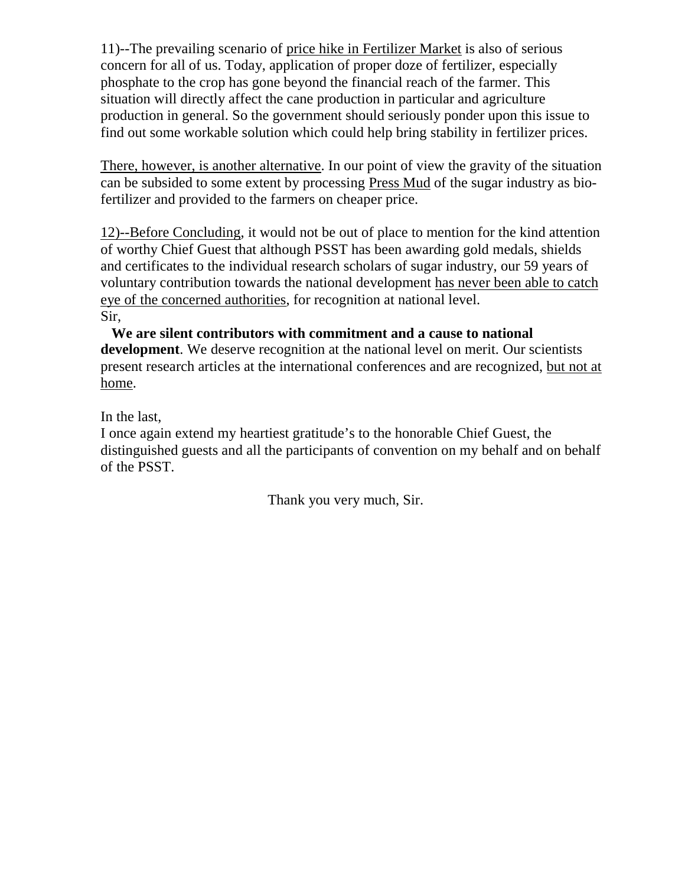11)--The prevailing scenario of price hike in Fertilizer Market is also of serious concern for all of us. Today, application of proper doze of fertilizer, especially phosphate to the crop has gone beyond the financial reach of the farmer. This situation will directly affect the cane production in particular and agriculture production in general. So the government should seriously ponder upon this issue to find out some workable solution which could help bring stability in fertilizer prices.

There, however, is another alternative. In our point of view the gravity of the situation can be subsided to some extent by processing Press Mud of the sugar industry as bio-fertilizer and provided to the farmers on cheaper price.

12)--Before Concluding, it would not be out of place to mention for the kind attention of worthy Chief Guest that although PSST has been awarding gold medals, shields and certificates to the individual research scholars of sugar industry, our 59 years of voluntary contribution towards the national development has never been able to catch eye of the concerned authorities, for recognition at national level.

Sir,

**We are silent contributors with commitment and a cause to national development**. We deserve recognition at the national level on merit. Our scientists present research articles at the international conferences and are recognized, but not at home.

In the last,

I once again extend my heartiest gratitude's to the honorable Chief Guest, the distinguished guests and all the participants of convention on my behalf and on behalf of the PSST.

Thank you very much, Sir.